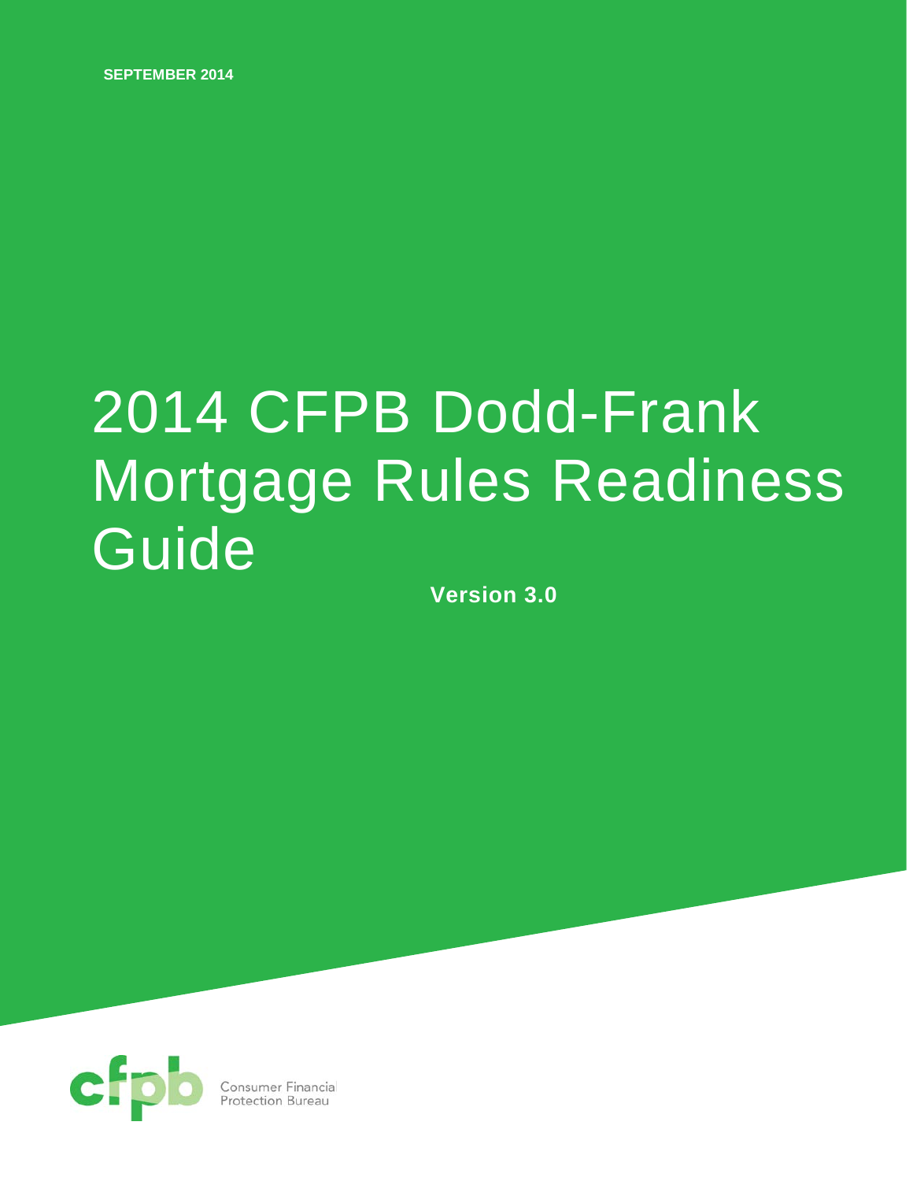SEPTEMBER 2014

# 2014 CFPB Dodd-Frank Mortgage Rules Readiness Guide

**Version 3.0**

Consumer Financial Protection Bureau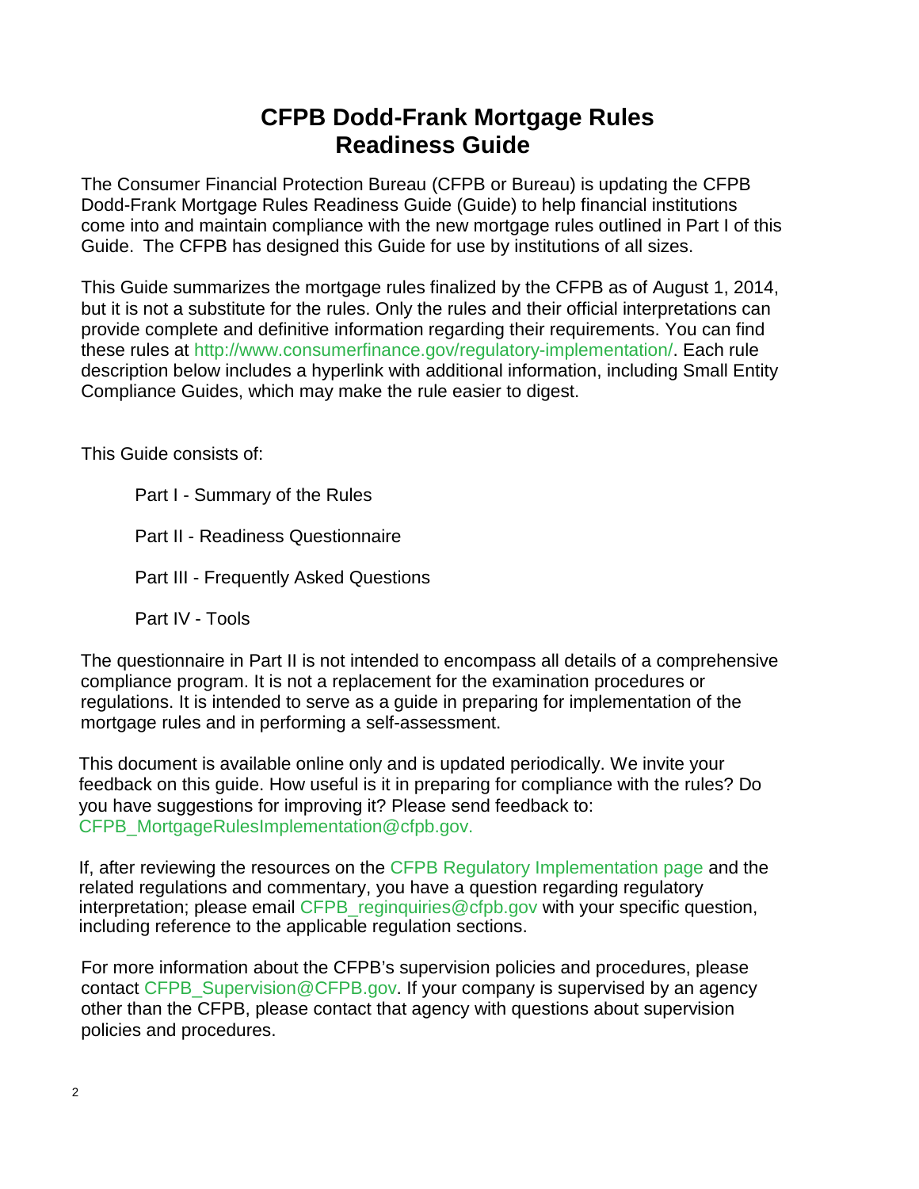# CFPB Dodd-Frank Mortgage Rules Readiness Guide

The Consumer Financial Protection Bureau (CFPB or Bureau) is updating the CFPB Dodd-Frank Mortgage Rules Readiness Guide (Guide) to help financial institutions come into and maintain compliance with the new mortgage rules outlined in Part I of this Guide. The CFPB has designed this Guide for use by institutions of all sizes.

This Guide summarizes the mortgage rules finalized by the CFPB as of August 1, 2014, but it is not a substitute for the rules. Only the rules and their official interpretations can provide complete and definitive information regarding their requirements. You can find these rules at http://www.consumerfinance.gov/regulatory-implementation/. Each rule description below includes a hyperlink with additional information, including Small Entity Compliance Guides, which may make the rule easier to digest.

This Guide consists of:

- Part I - Summary of the Rules
- Part II - Readiness Questionnaire
- Part III - Frequently Asked Questions
- Part IV - Tools

The questionnaire in Part II is not intended to encompass all details of a comprehensive compliance program. It is not a replacement for the examination procedures or regulations. It is intended to serve as a guide in preparing for implementation of the mortgage rules and in performing a self-assessment.

This document is available online only and is updated periodically. We invite your feedback on this guide. How useful is it in preparing for compliance with the rules? Do you have suggestions for improving it? Please send feedback to: CFPB_MortgageRulesImplementation@cfpb.gov.

If, after reviewing the resources on the CFPB Regulatory Implementation page and the related regulations and commentary, you have a question regarding regulatory interpretation; please email CFPB_reginquiries@cfpb.gov with your specific question, including reference to the applicable regulation sections.

For more information about the CFPB's supervision policies and procedures, please contact CFPB_Supervision@CFPB.gov. If your company is supervised by an agency other than the CFPB, please contact that agency with questions about supervision policies and procedures.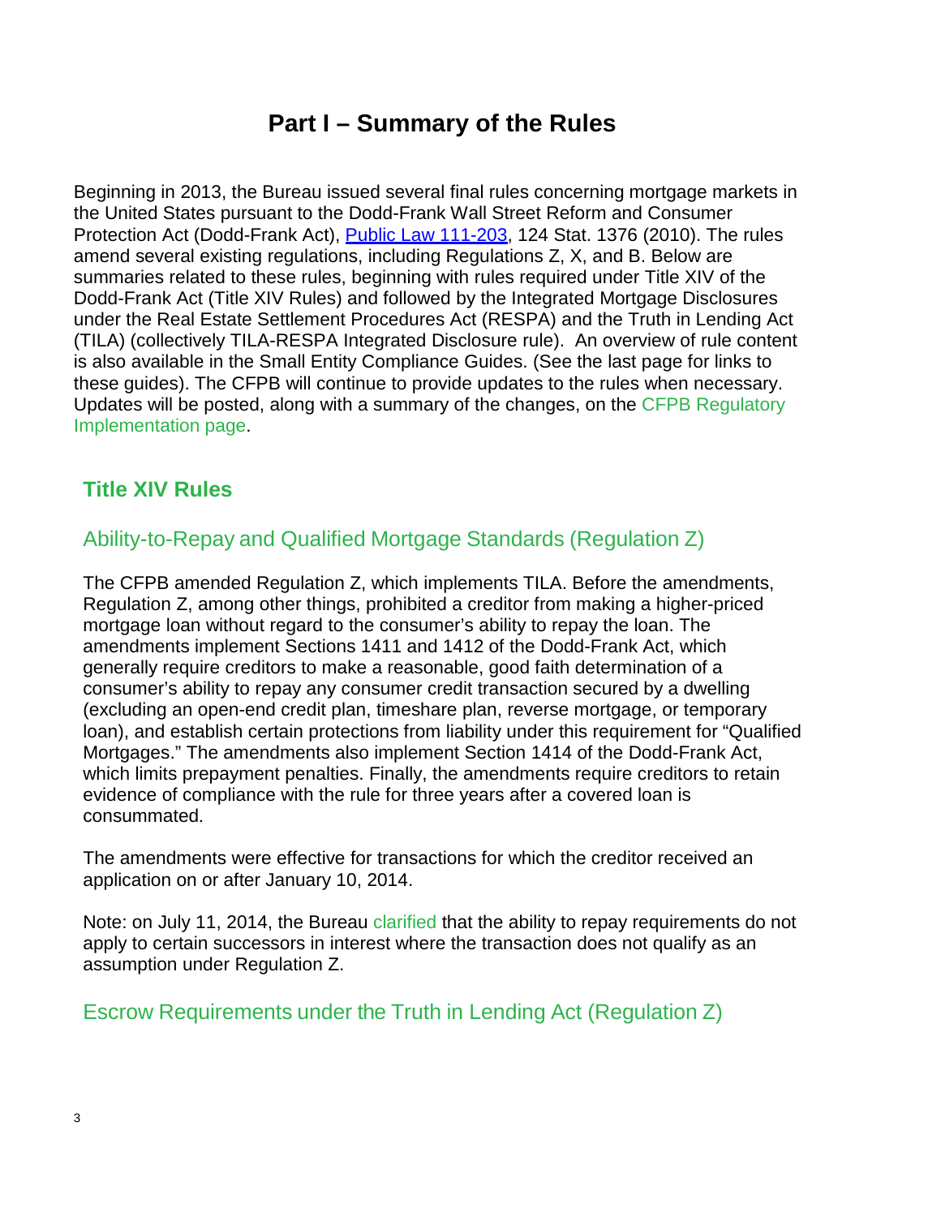# Part I – Summary of the Rules

Beginning in 2013, the Bureau issued several final rules concerning mortgage markets in the United States pursuant to the Dodd-Frank Wall Street Reform and Consumer Protection Act (Dodd-Frank Act), Public Law 111-203, 124 Stat. 1376 (2010). The rules amend several existing regulations, including Regulations Z, X, and B. Below are summaries related to these rules, beginning with rules required under Title XIV of the Dodd-Frank Act (Title XIV Rules) and followed by the Integrated Mortgage Disclosures under the Real Estate Settlement Procedures Act (RESPA) and the Truth in Lending Act (TILA) (collectively TILA-RESPA Integrated Disclosure rule). An overview of rule content is also available in the Small Entity Compliance Guides. (See the last page for links to these guides). The CFPB will continue to provide updates to the rules when necessary. Updates will be posted, along with a summary of the changes, on the CFPB Regulatory Implementation page.

## Title XIV Rules

### Ability-to-Repay and Qualified Mortgage Standards (Regulation Z)

The CFPB amended Regulation Z, which implements TILA. Before the amendments, Regulation Z, among other things, prohibited a creditor from making a higher-priced mortgage loan without regard to the consumer's ability to repay the loan. The amendments implement Sections 1411 and 1412 of the Dodd-Frank Act, which generally require creditors to make a reasonable, good faith determination of a consumer's ability to repay any consumer credit transaction secured by a dwelling (excluding an open-end credit plan, timeshare plan, reverse mortgage, or temporary loan), and establish certain protections from liability under this requirement for "Qualified Mortgages." The amendments also implement Section 1414 of the Dodd-Frank Act, which limits prepayment penalties. Finally, the amendments require creditors to retain evidence of compliance with the rule for three years after a covered loan is consummated.

The amendments were effective for transactions for which the creditor received an application on or after January 10, 2014.

Note: on July 11, 2014, the Bureau clarified that the ability to repay requirements do not apply to certain successors in interest where the transaction does not qualify as an assumption under Regulation Z.

### Escrow Requirements under the Truth in Lending Act (Regulation Z)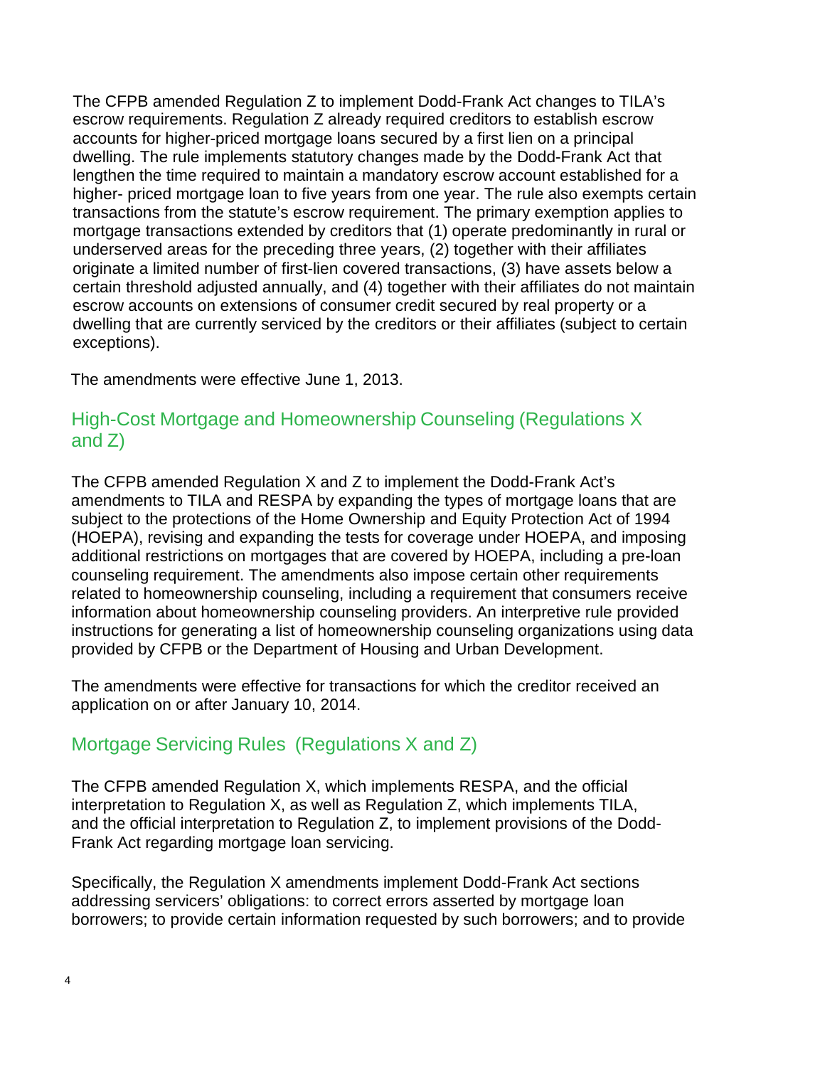The CFPB amended Regulation Z to implement Dodd-Frank Act changes to TILA's escrow requirements. Regulation Z already required creditors to establish escrow accounts for higher-priced mortgage loans secured by a first lien on a principal dwelling. The rule implements statutory changes made by the Dodd-Frank Act that lengthen the time required to maintain a mandatory escrow account established for a higher- priced mortgage loan to five years from one year. The rule also exempts certain transactions from the statute's escrow requirement. The primary exemption applies to mortgage transactions extended by creditors that (1) operate predominantly in rural or underserved areas for the preceding three years, (2) together with their affiliates originate a limited number of first-lien covered transactions, (3) have assets below a certain threshold adjusted annually, and (4) together with their affiliates do not maintain escrow accounts on extensions of consumer credit secured by real property or a dwelling that are currently serviced by the creditors or their affiliates (subject to certain exceptions).

The amendments were effective June 1, 2013.

## High-Cost Mortgage and Homeownership Counseling (Regulations X and Z)

The CFPB amended Regulation X and Z to implement the Dodd-Frank Act's amendments to TILA and RESPA by expanding the types of mortgage loans that are subject to the protections of the Home Ownership and Equity Protection Act of 1994 (HOEPA), revising and expanding the tests for coverage under HOEPA, and imposing additional restrictions on mortgages that are covered by HOEPA, including a pre-loan counseling requirement. The amendments also impose certain other requirements related to homeownership counseling, including a requirement that consumers receive information about homeownership counseling providers. An interpretive rule provided instructions for generating a list of homeownership counseling organizations using data provided by CFPB or the Department of Housing and Urban Development.

The amendments were effective for transactions for which the creditor received an application on or after January 10, 2014.

## Mortgage Servicing Rules (Regulations X and Z)

The CFPB amended Regulation X, which implements RESPA, and the official interpretation to Regulation X, as well as Regulation Z, which implements TILA, and the official interpretation to Regulation Z, to implement provisions of the Dodd-Frank Act regarding mortgage loan servicing.

Specifically, the Regulation X amendments implement Dodd-Frank Act sections addressing servicers' obligations: to correct errors asserted by mortgage loan borrowers; to provide certain information requested by such borrowers; and to provide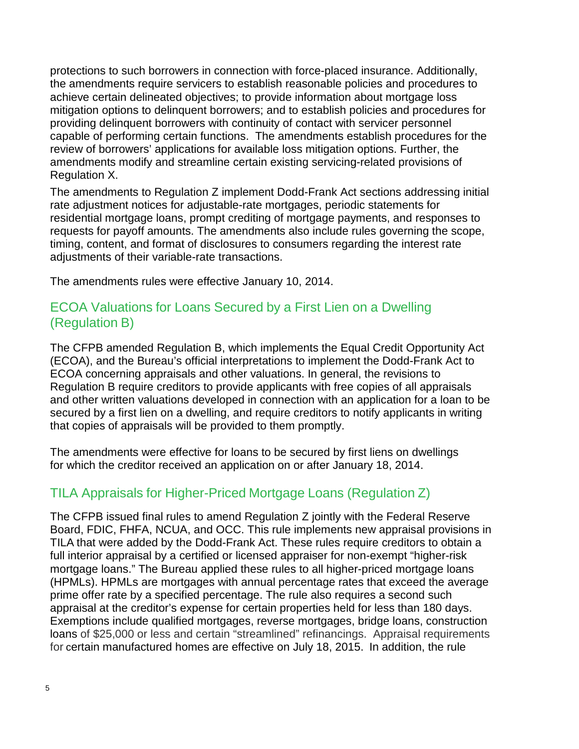protections to such borrowers in connection with force-placed insurance. Additionally, the amendments require servicers to establish reasonable policies and procedures to achieve certain delineated objectives; to provide information about mortgage loss mitigation options to delinquent borrowers; and to establish policies and procedures for providing delinquent borrowers with continuity of contact with servicer personnel capable of performing certain functions. The amendments establish procedures for the review of borrowers' applications for available loss mitigation options. Further, the amendments modify and streamline certain existing servicing-related provisions of Regulation X.

The amendments to Regulation Z implement Dodd-Frank Act sections addressing initial rate adjustment notices for adjustable-rate mortgages, periodic statements for residential mortgage loans, prompt crediting of mortgage payments, and responses to requests for payoff amounts. The amendments also include rules governing the scope, timing, content, and format of disclosures to consumers regarding the interest rate adjustments of their variable-rate transactions.

The amendments rules were effective January 10, 2014.

## ECOA Valuations for Loans Secured by a First Lien on a Dwelling (Regulation B)

The CFPB amended Regulation B, which implements the Equal Credit Opportunity Act (ECOA), and the Bureau's official interpretations to implement the Dodd-Frank Act to ECOA concerning appraisals and other valuations. In general, the revisions to Regulation B require creditors to provide applicants with free copies of all appraisals and other written valuations developed in connection with an application for a loan to be secured by a first lien on a dwelling, and require creditors to notify applicants in writing that copies of appraisals will be provided to them promptly.

The amendments were effective for loans to be secured by first liens on dwellings for which the creditor received an application on or after January 18, 2014.

## TILA Appraisals for Higher-Priced Mortgage Loans (Regulation Z)

The CFPB issued final rules to amend Regulation Z jointly with the Federal Reserve Board, FDIC, FHFA, NCUA, and OCC. This rule implements new appraisal provisions in TILA that were added by the Dodd-Frank Act. These rules require creditors to obtain a full interior appraisal by a certified or licensed appraiser for non-exempt "higher-risk mortgage loans." The Bureau applied these rules to all higher-priced mortgage loans (HPMLs). HPMLs are mortgages with annual percentage rates that exceed the average prime offer rate by a specified percentage. The rule also requires a second such appraisal at the creditor's expense for certain properties held for less than 180 days. Exemptions include qualified mortgages, reverse mortgages, bridge loans, construction loans of $25,000 or less and certain "streamlined" refinancings. Appraisal requirements for certain manufactured homes are effective on July 18, 2015. In addition, the rule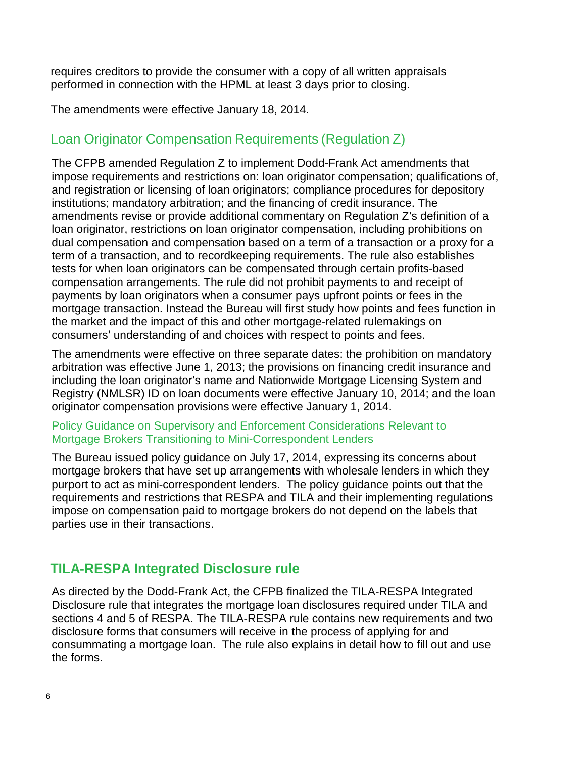requires creditors to provide the consumer with a copy of all written appraisals performed in connection with the HPML at least 3 days prior to closing.

The amendments were effective January 18, 2014.

## Loan Originator Compensation Requirements (Regulation Z)

The CFPB amended Regulation Z to implement Dodd-Frank Act amendments that impose requirements and restrictions on: loan originator compensation; qualifications of, and registration or licensing of loan originators; compliance procedures for depository institutions; mandatory arbitration; and the financing of credit insurance. The amendments revise or provide additional commentary on Regulation Z's definition of a loan originator, restrictions on loan originator compensation, including prohibitions on dual compensation and compensation based on a term of a transaction or a proxy for a term of a transaction, and to recordkeeping requirements. The rule also establishes tests for when loan originators can be compensated through certain profits-based compensation arrangements. The rule did not prohibit payments to and receipt of payments by loan originators when a consumer pays upfront points or fees in the mortgage transaction. Instead the Bureau will first study how points and fees function in the market and the impact of this and other mortgage-related rulemakings on consumers' understanding of and choices with respect to points and fees.

The amendments were effective on three separate dates: the prohibition on mandatory arbitration was effective June 1, 2013; the provisions on financing credit insurance and including the loan originator's name and Nationwide Mortgage Licensing System and Registry (NMLSR) ID on loan documents were effective January 10, 2014; and the loan originator compensation provisions were effective January 1, 2014.

### Policy Guidance on Supervisory and Enforcement Considerations Relevant to Mortgage Brokers Transitioning to Mini-Correspondent Lenders

The Bureau issued policy guidance on July 17, 2014, expressing its concerns about mortgage brokers that have set up arrangements with wholesale lenders in which they purport to act as mini-correspondent lenders. The policy guidance points out that the requirements and restrictions that RESPA and TILA and their implementing regulations impose on compensation paid to mortgage brokers do not depend on the labels that parties use in their transactions.

## TILA-RESPA Integrated Disclosure rule

As directed by the Dodd-Frank Act, the CFPB finalized the TILA-RESPA Integrated Disclosure rule that integrates the mortgage loan disclosures required under TILA and sections 4 and 5 of RESPA. The TILA-RESPA rule contains new requirements and two disclosure forms that consumers will receive in the process of applying for and consummating a mortgage loan. The rule also explains in detail how to fill out and use the forms.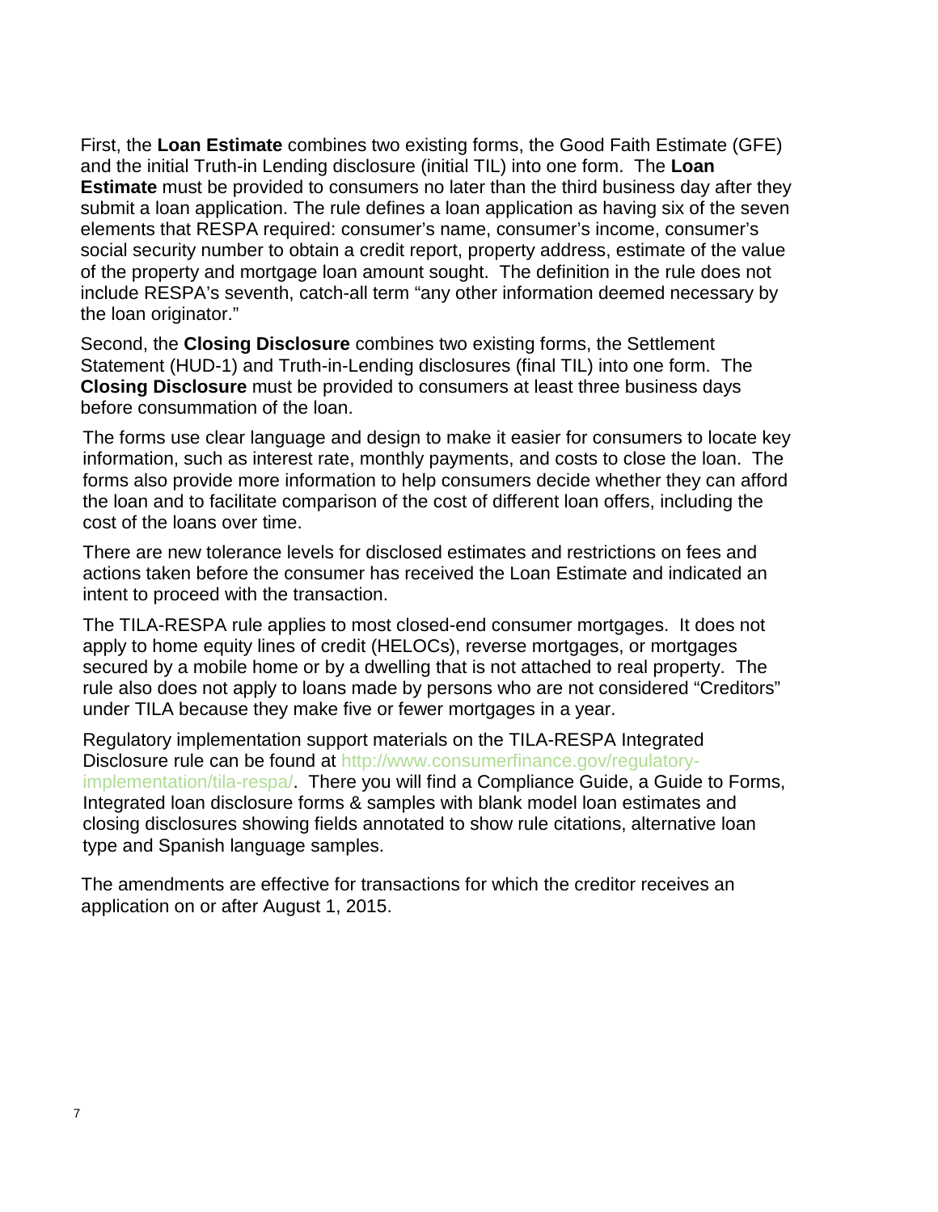First, the **Loan Estimate** combines two existing forms, the Good Faith Estimate (GFE) and the initial Truth-in Lending disclosure (initial TIL) into one form. The **Loan Estimate** must be provided to consumers no later than the third business day after they submit a loan application. The rule defines a loan application as having six of the seven elements that RESPA required: consumer's name, consumer's income, consumer's social security number to obtain a credit report, property address, estimate of the value of the property and mortgage loan amount sought. The definition in the rule does not include RESPA's seventh, catch-all term "any other information deemed necessary by the loan originator."

Second, the **Closing Disclosure** combines two existing forms, the Settlement Statement (HUD-1) and Truth-in-Lending disclosures (final TIL) into one form. The **Closing Disclosure** must be provided to consumers at least three business days before consummation of the loan.

The forms use clear language and design to make it easier for consumers to locate key information, such as interest rate, monthly payments, and costs to close the loan. The forms also provide more information to help consumers decide whether they can afford the loan and to facilitate comparison of the cost of different loan offers, including the cost of the loans over time.

There are new tolerance levels for disclosed estimates and restrictions on fees and actions taken before the consumer has received the Loan Estimate and indicated an intent to proceed with the transaction.

The TILA-RESPA rule applies to most closed-end consumer mortgages. It does not apply to home equity lines of credit (HELOCs), reverse mortgages, or mortgages secured by a mobile home or by a dwelling that is not attached to real property. The rule also does not apply to loans made by persons who are not considered "Creditors" under TILA because they make five or fewer mortgages in a year.

Regulatory implementation support materials on the TILA-RESPA Integrated Disclosure rule can be found at http://www.consumerfinance.gov/regulatory-implementation/tila-respa/. There you will find a Compliance Guide, a Guide to Forms, Integrated loan disclosure forms & samples with blank model loan estimates and closing disclosures showing fields annotated to show rule citations, alternative loan type and Spanish language samples.

The amendments are effective for transactions for which the creditor receives an application on or after August 1, 2015.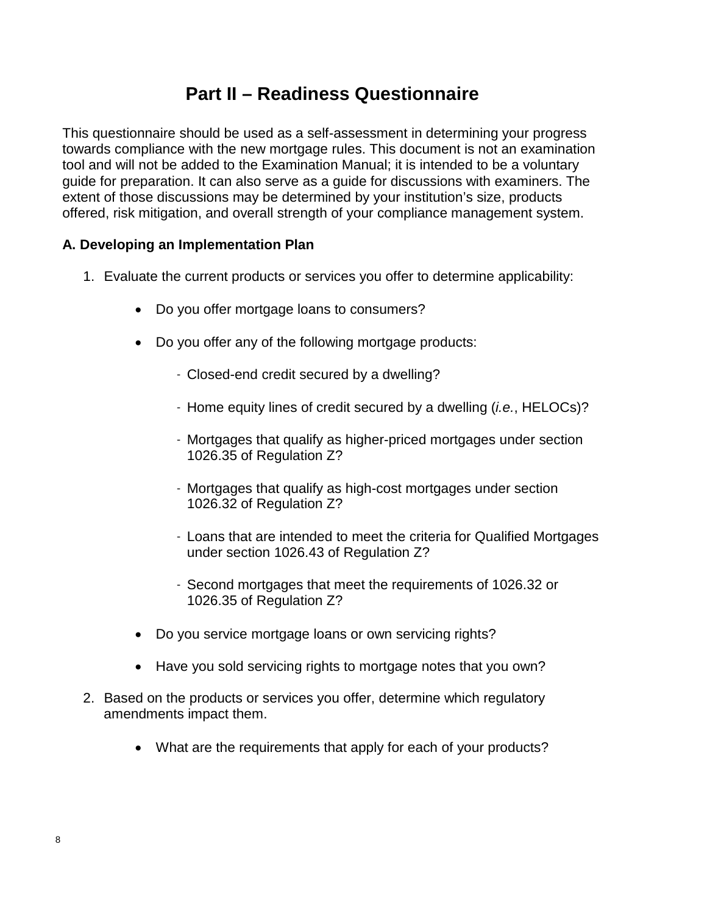# Part II – Readiness Questionnaire

This questionnaire should be used as a self-assessment in determining your progress towards compliance with the new mortgage rules. This document is not an examination tool and will not be added to the Examination Manual; it is intended to be a voluntary guide for preparation. It can also serve as a guide for discussions with examiners. The extent of those discussions may be determined by your institution's size, products offered, risk mitigation, and overall strength of your compliance management system.

**A. Developing an Implementation Plan**

1. Evaluate the current products or services you offer to determine applicability:

   - Do you offer mortgage loans to consumers?

   - Do you offer any of the following mortgage products:

     - Closed-end credit secured by a dwelling?

     - Home equity lines of credit secured by a dwelling (*i.e.*, HELOCs)?

     - Mortgages that qualify as higher-priced mortgages under section 1026.35 of Regulation Z?

     - Mortgages that qualify as high-cost mortgages under section 1026.32 of Regulation Z?

     - Loans that are intended to meet the criteria for Qualified Mortgages under section 1026.43 of Regulation Z?

     - Second mortgages that meet the requirements of 1026.32 or 1026.35 of Regulation Z?

   - Do you service mortgage loans or own servicing rights?

   - Have you sold servicing rights to mortgage notes that you own?

2. Based on the products or services you offer, determine which regulatory amendments impact them.

   - What are the requirements that apply for each of your products?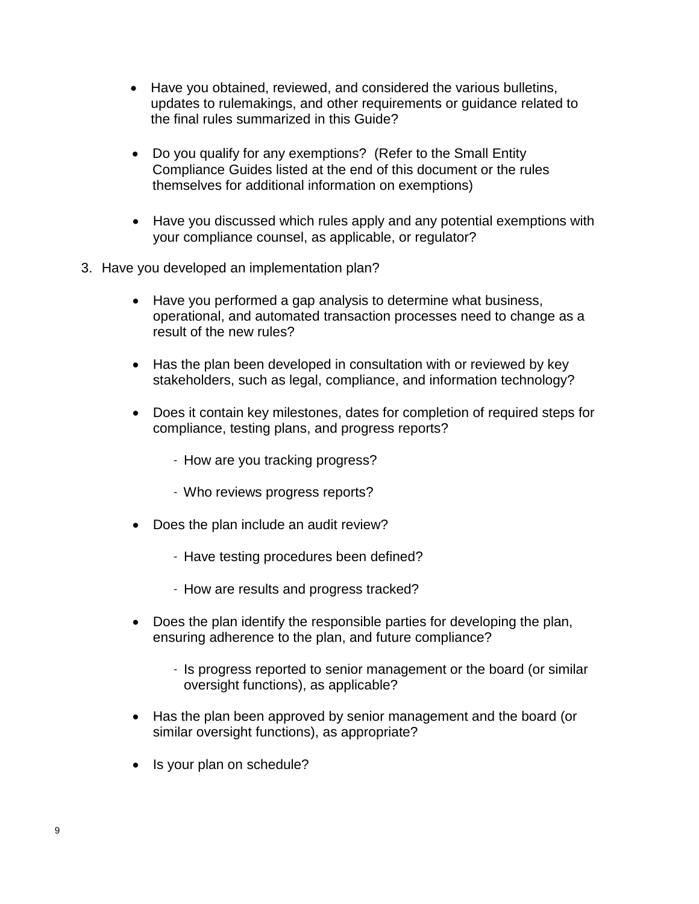- Have you obtained, reviewed, and considered the various bulletins, updates to rulemakings, and other requirements or guidance related to the final rules summarized in this Guide?

- Do you qualify for any exemptions? (Refer to the Small Entity Compliance Guides listed at the end of this document or the rules themselves for additional information on exemptions)

- Have you discussed which rules apply and any potential exemptions with your compliance counsel, as applicable, or regulator?

3. Have you developed an implementation plan?

   - Have you performed a gap analysis to determine what business, operational, and automated transaction processes need to change as a result of the new rules?

   - Has the plan been developed in consultation with or reviewed by key stakeholders, such as legal, compliance, and information technology?

   - Does it contain key milestones, dates for completion of required steps for compliance, testing plans, and progress reports?

     - How are you tracking progress?

     - Who reviews progress reports?

   - Does the plan include an audit review?

     - Have testing procedures been defined?

     - How are results and progress tracked?

   - Does the plan identify the responsible parties for developing the plan, ensuring adherence to the plan, and future compliance?

     - Is progress reported to senior management or the board (or similar oversight functions), as applicable?

   - Has the plan been approved by senior management and the board (or similar oversight functions), as appropriate?

   - Is your plan on schedule?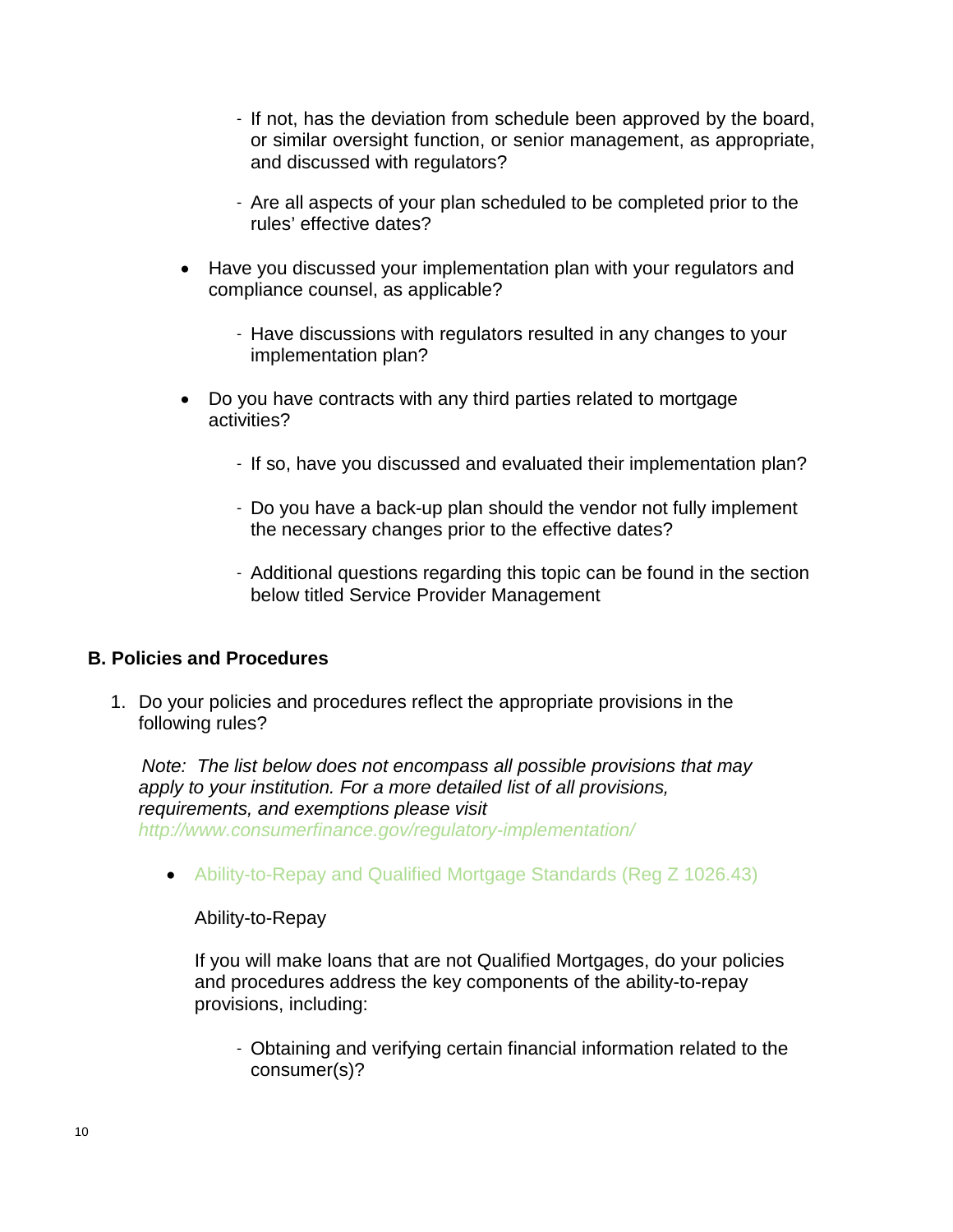- If not, has the deviation from schedule been approved by the board, or similar oversight function, or senior management, as appropriate, and discussed with regulators?

- Are all aspects of your plan scheduled to be completed prior to the rules' effective dates?

- Have you discussed your implementation plan with your regulators and compliance counsel, as applicable?

  - Have discussions with regulators resulted in any changes to your implementation plan?

- Do you have contracts with any third parties related to mortgage activities?

  - If so, have you discussed and evaluated their implementation plan?

  - Do you have a back-up plan should the vendor not fully implement the necessary changes prior to the effective dates?

  - Additional questions regarding this topic can be found in the section below titled Service Provider Management

### B. Policies and Procedures

1. Do your policies and procedures reflect the appropriate provisions in the following rules?

   *Note: The list below does not encompass all possible provisions that may apply to your institution. For a more detailed list of all provisions, requirements, and exemptions please visit http://www.consumerfinance.gov/regulatory-implementation/*

   - Ability-to-Repay and Qualified Mortgage Standards (Reg Z 1026.43)

     Ability-to-Repay

     If you will make loans that are not Qualified Mortgages, do your policies and procedures address the key components of the ability-to-repay provisions, including:

     - Obtaining and verifying certain financial information related to the consumer(s)?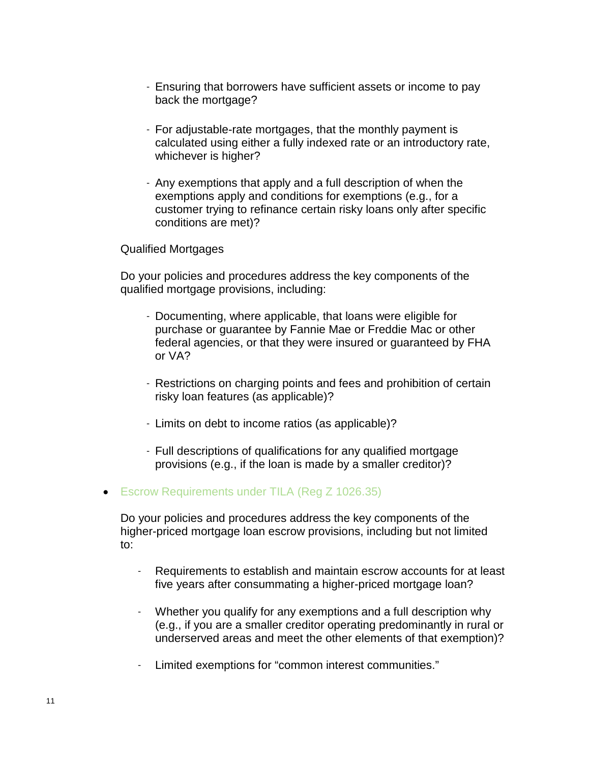- Ensuring that borrowers have sufficient assets or income to pay back the mortgage?

- For adjustable-rate mortgages, that the monthly payment is calculated using either a fully indexed rate or an introductory rate, whichever is higher?

- Any exemptions that apply and a full description of when the exemptions apply and conditions for exemptions (e.g., for a customer trying to refinance certain risky loans only after specific conditions are met)?

Qualified Mortgages

Do your policies and procedures address the key components of the qualified mortgage provisions, including:

- Documenting, where applicable, that loans were eligible for purchase or guarantee by Fannie Mae or Freddie Mac or other federal agencies, or that they were insured or guaranteed by FHA or VA?

- Restrictions on charging points and fees and prohibition of certain risky loan features (as applicable)?

- Limits on debt to income ratios (as applicable)?

- Full descriptions of qualifications for any qualified mortgage provisions (e.g., if the loan is made by a smaller creditor)?

- Escrow Requirements under TILA (Reg Z 1026.35)

  Do your policies and procedures address the key components of the higher-priced mortgage loan escrow provisions, including but not limited to:

  - Requirements to establish and maintain escrow accounts for at least five years after consummating a higher-priced mortgage loan?

  - Whether you qualify for any exemptions and a full description why (e.g., if you are a smaller creditor operating predominantly in rural or underserved areas and meet the other elements of that exemption)?

  - Limited exemptions for "common interest communities."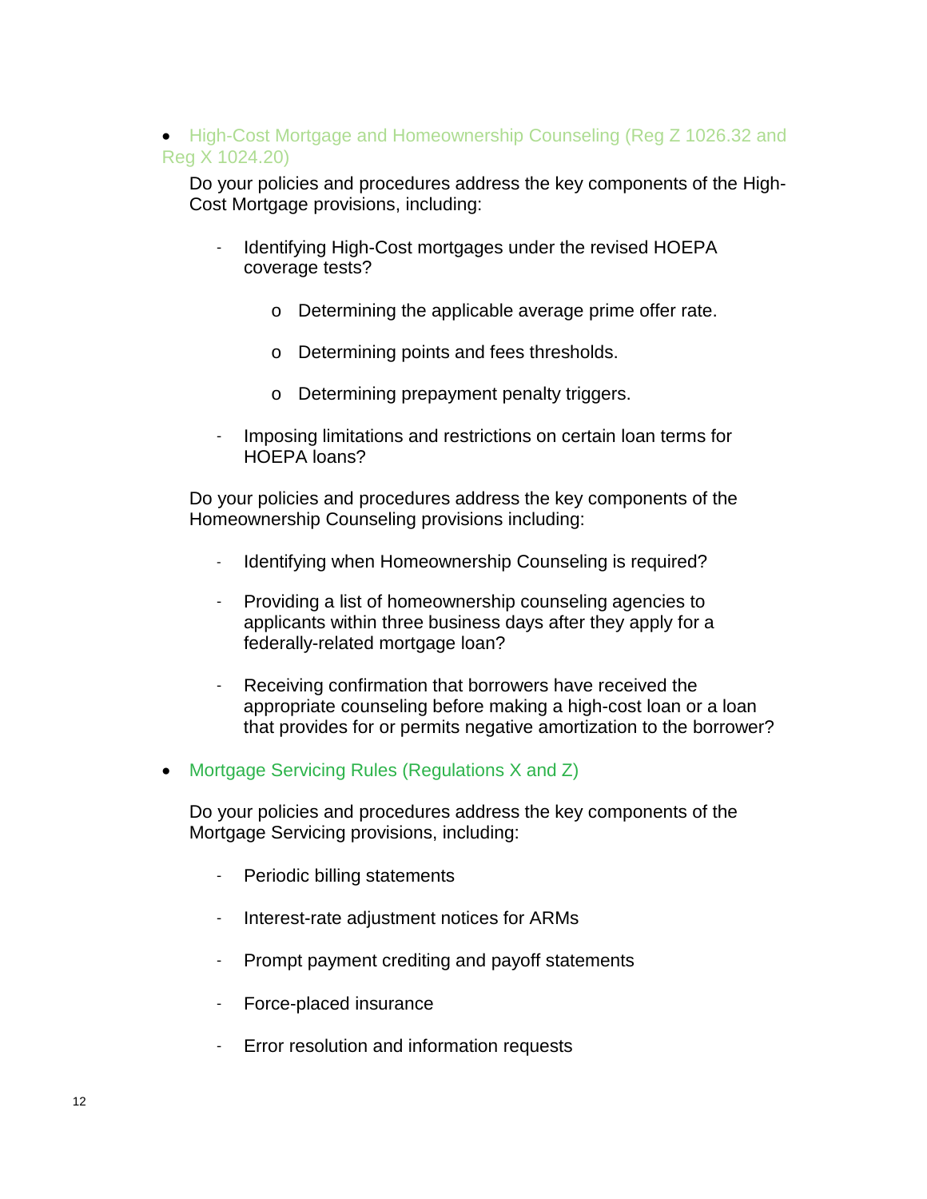- High-Cost Mortgage and Homeownership Counseling (Reg Z 1026.32 and Reg X 1024.20)

  Do your policies and procedures address the key components of the High-Cost Mortgage provisions, including:

  - Identifying High-Cost mortgages under the revised HOEPA coverage tests?
    - Determining the applicable average prime offer rate.
    - Determining points and fees thresholds.
    - Determining prepayment penalty triggers.
  - Imposing limitations and restrictions on certain loan terms for HOEPA loans?

  Do your policies and procedures address the key components of the Homeownership Counseling provisions including:

  - Identifying when Homeownership Counseling is required?
  - Providing a list of homeownership counseling agencies to applicants within three business days after they apply for a federally-related mortgage loan?
  - Receiving confirmation that borrowers have received the appropriate counseling before making a high-cost loan or a loan that provides for or permits negative amortization to the borrower?

- Mortgage Servicing Rules (Regulations X and Z)

  Do your policies and procedures address the key components of the Mortgage Servicing provisions, including:

  - Periodic billing statements
  - Interest-rate adjustment notices for ARMs
  - Prompt payment crediting and payoff statements
  - Force-placed insurance
  - Error resolution and information requests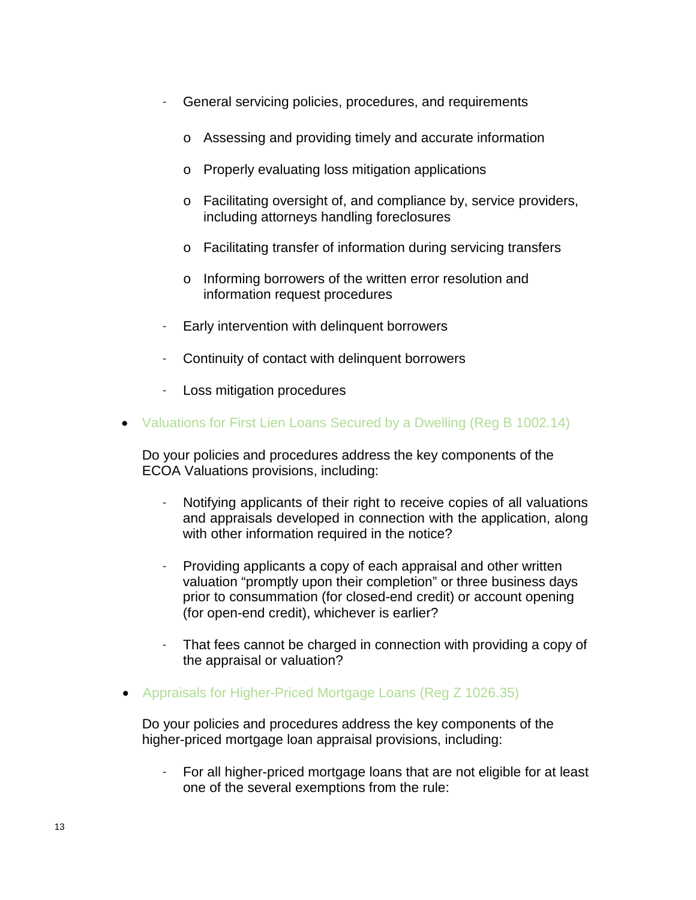- General servicing policies, procedures, and requirements
  - Assessing and providing timely and accurate information
  - Properly evaluating loss mitigation applications
  - Facilitating oversight of, and compliance by, service providers, including attorneys handling foreclosures
  - Facilitating transfer of information during servicing transfers
  - Informing borrowers of the written error resolution and information request procedures
- Early intervention with delinquent borrowers
- Continuity of contact with delinquent borrowers
- Loss mitigation procedures

- Valuations for First Lien Loans Secured by a Dwelling (Reg B 1002.14)

  Do your policies and procedures address the key components of the ECOA Valuations provisions, including:

  - Notifying applicants of their right to receive copies of all valuations and appraisals developed in connection with the application, along with other information required in the notice?
  - Providing applicants a copy of each appraisal and other written valuation "promptly upon their completion" or three business days prior to consummation (for closed-end credit) or account opening (for open-end credit), whichever is earlier?
  - That fees cannot be charged in connection with providing a copy of the appraisal or valuation?

- Appraisals for Higher-Priced Mortgage Loans (Reg Z 1026.35)

  Do your policies and procedures address the key components of the higher-priced mortgage loan appraisal provisions, including:

  - For all higher-priced mortgage loans that are not eligible for at least one of the several exemptions from the rule: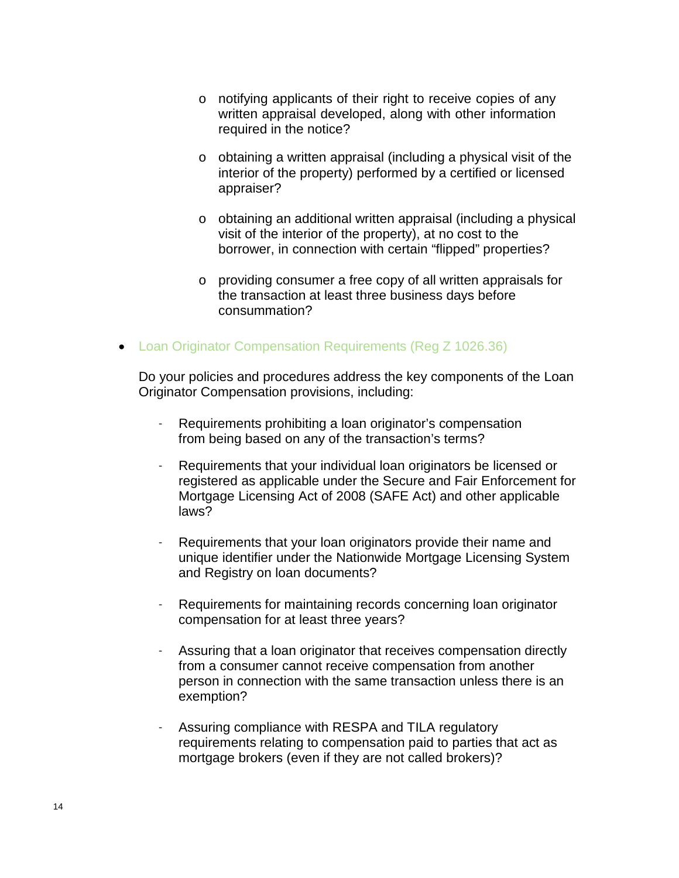- notifying applicants of their right to receive copies of any written appraisal developed, along with other information required in the notice?

- obtaining a written appraisal (including a physical visit of the interior of the property) performed by a certified or licensed appraiser?

- obtaining an additional written appraisal (including a physical visit of the interior of the property), at no cost to the borrower, in connection with certain "flipped" properties?

- providing consumer a free copy of all written appraisals for the transaction at least three business days before consummation?

- Loan Originator Compensation Requirements (Reg Z 1026.36)

  Do your policies and procedures address the key components of the Loan Originator Compensation provisions, including:

  - Requirements prohibiting a loan originator's compensation from being based on any of the transaction's terms?

  - Requirements that your individual loan originators be licensed or registered as applicable under the Secure and Fair Enforcement for Mortgage Licensing Act of 2008 (SAFE Act) and other applicable laws?

  - Requirements that your loan originators provide their name and unique identifier under the Nationwide Mortgage Licensing System and Registry on loan documents?

  - Requirements for maintaining records concerning loan originator compensation for at least three years?

  - Assuring that a loan originator that receives compensation directly from a consumer cannot receive compensation from another person in connection with the same transaction unless there is an exemption?

  - Assuring compliance with RESPA and TILA regulatory requirements relating to compensation paid to parties that act as mortgage brokers (even if they are not called brokers)?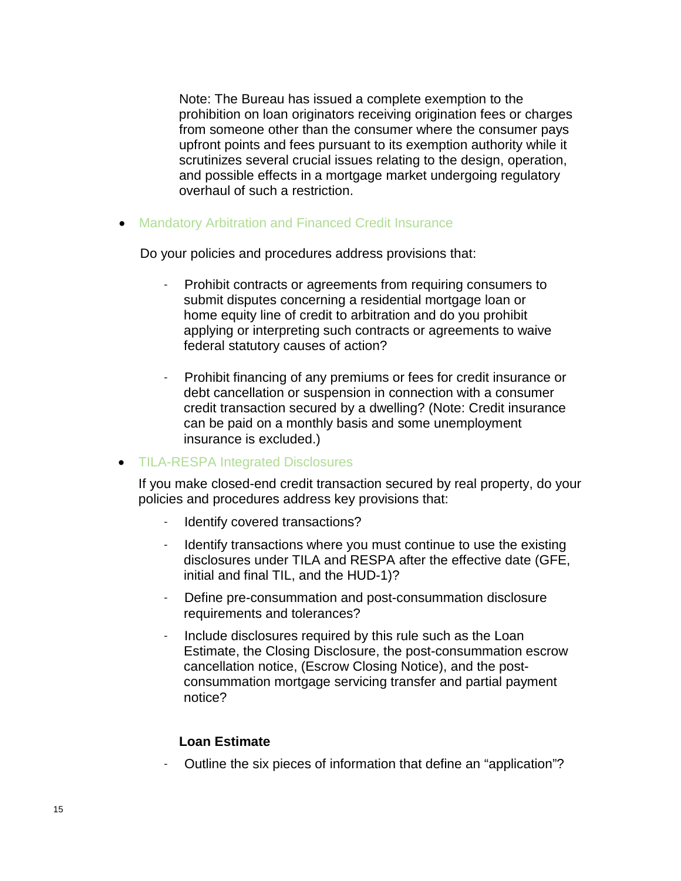Note: The Bureau has issued a complete exemption to the prohibition on loan originators receiving origination fees or charges from someone other than the consumer where the consumer pays upfront points and fees pursuant to its exemption authority while it scrutinizes several crucial issues relating to the design, operation, and possible effects in a mortgage market undergoing regulatory overhaul of such a restriction.

- Mandatory Arbitration and Financed Credit Insurance

  Do your policies and procedures address provisions that:

  - Prohibit contracts or agreements from requiring consumers to submit disputes concerning a residential mortgage loan or home equity line of credit to arbitration and do you prohibit applying or interpreting such contracts or agreements to waive federal statutory causes of action?
  - Prohibit financing of any premiums or fees for credit insurance or debt cancellation or suspension in connection with a consumer credit transaction secured by a dwelling? (Note: Credit insurance can be paid on a monthly basis and some unemployment insurance is excluded.)

- TILA-RESPA Integrated Disclosures

  If you make closed-end credit transaction secured by real property, do your policies and procedures address key provisions that:

  - Identify covered transactions?
  - Identify transactions where you must continue to use the existing disclosures under TILA and RESPA after the effective date (GFE, initial and final TIL, and the HUD-1)?
  - Define pre-consummation and post-consummation disclosure requirements and tolerances?
  - Include disclosures required by this rule such as the Loan Estimate, the Closing Disclosure, the post-consummation escrow cancellation notice, (Escrow Closing Notice), and the post-consummation mortgage servicing transfer and partial payment notice?

  **Loan Estimate**

  - Outline the six pieces of information that define an "application"?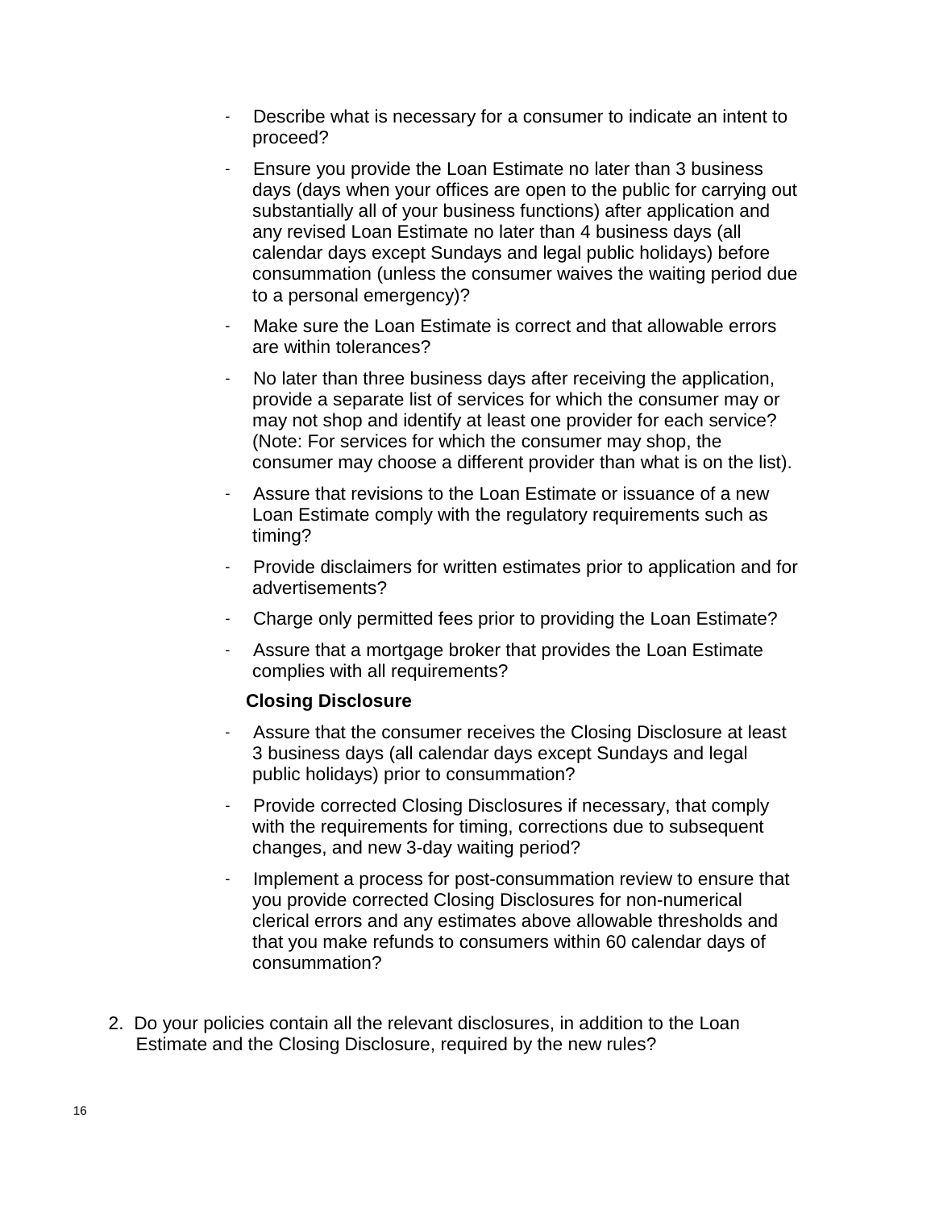- Describe what is necessary for a consumer to indicate an intent to proceed?
- Ensure you provide the Loan Estimate no later than 3 business days (days when your offices are open to the public for carrying out substantially all of your business functions) after application and any revised Loan Estimate no later than 4 business days (all calendar days except Sundays and legal public holidays) before consummation (unless the consumer waives the waiting period due to a personal emergency)?
- Make sure the Loan Estimate is correct and that allowable errors are within tolerances?
- No later than three business days after receiving the application, provide a separate list of services for which the consumer may or may not shop and identify at least one provider for each service? (Note: For services for which the consumer may shop, the consumer may choose a different provider than what is on the list).
- Assure that revisions to the Loan Estimate or issuance of a new Loan Estimate comply with the regulatory requirements such as timing?
- Provide disclaimers for written estimates prior to application and for advertisements?
- Charge only permitted fees prior to providing the Loan Estimate?
- Assure that a mortgage broker that provides the Loan Estimate complies with all requirements?

**Closing Disclosure**

- Assure that the consumer receives the Closing Disclosure at least 3 business days (all calendar days except Sundays and legal public holidays) prior to consummation?
- Provide corrected Closing Disclosures if necessary, that comply with the requirements for timing, corrections due to subsequent changes, and new 3-day waiting period?
- Implement a process for post-consummation review to ensure that you provide corrected Closing Disclosures for non-numerical clerical errors and any estimates above allowable thresholds and that you make refunds to consumers within 60 calendar days of consummation?

2. Do your policies contain all the relevant disclosures, in addition to the Loan Estimate and the Closing Disclosure, required by the new rules?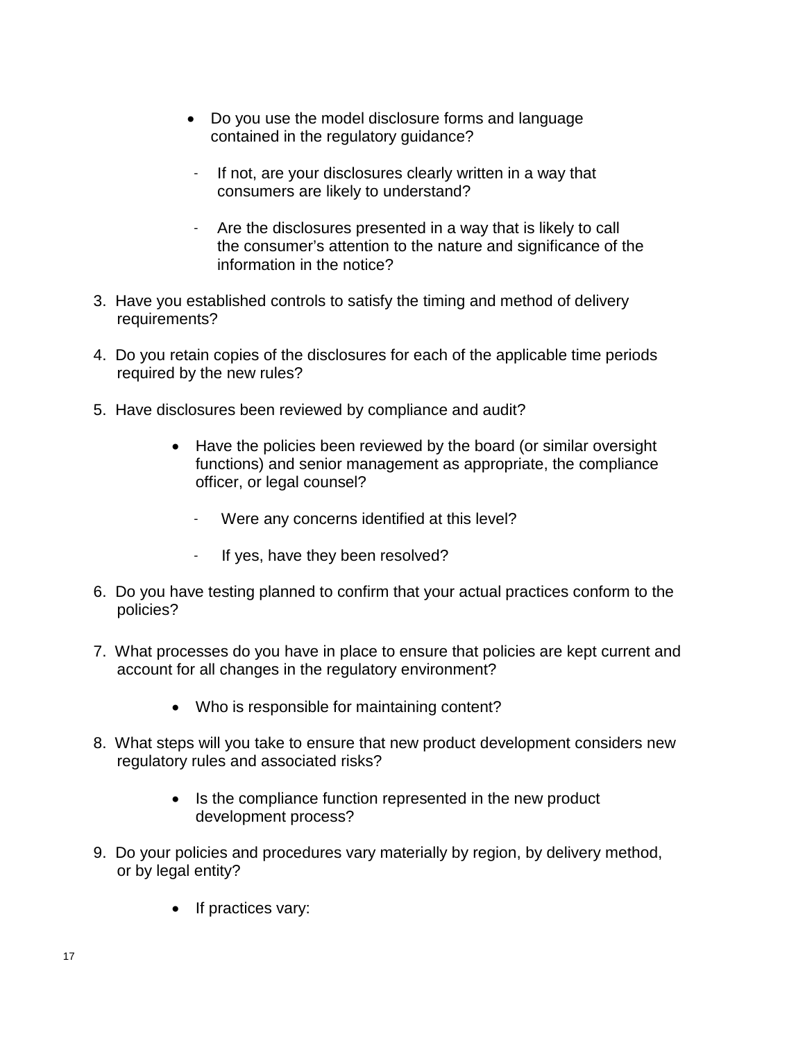- Do you use the model disclosure forms and language contained in the regulatory guidance?
  - If not, are your disclosures clearly written in a way that consumers are likely to understand?
  - Are the disclosures presented in a way that is likely to call the consumer's attention to the nature and significance of the information in the notice?

3. Have you established controls to satisfy the timing and method of delivery requirements?

4. Do you retain copies of the disclosures for each of the applicable time periods required by the new rules?

5. Have disclosures been reviewed by compliance and audit?

   - Have the policies been reviewed by the board (or similar oversight functions) and senior management as appropriate, the compliance officer, or legal counsel?
     - Were any concerns identified at this level?
     - If yes, have they been resolved?

6. Do you have testing planned to confirm that your actual practices conform to the policies?

7. What processes do you have in place to ensure that policies are kept current and account for all changes in the regulatory environment?

   - Who is responsible for maintaining content?

8. What steps will you take to ensure that new product development considers new regulatory rules and associated risks?

   - Is the compliance function represented in the new product development process?

9. Do your policies and procedures vary materially by region, by delivery method, or by legal entity?

   - If practices vary: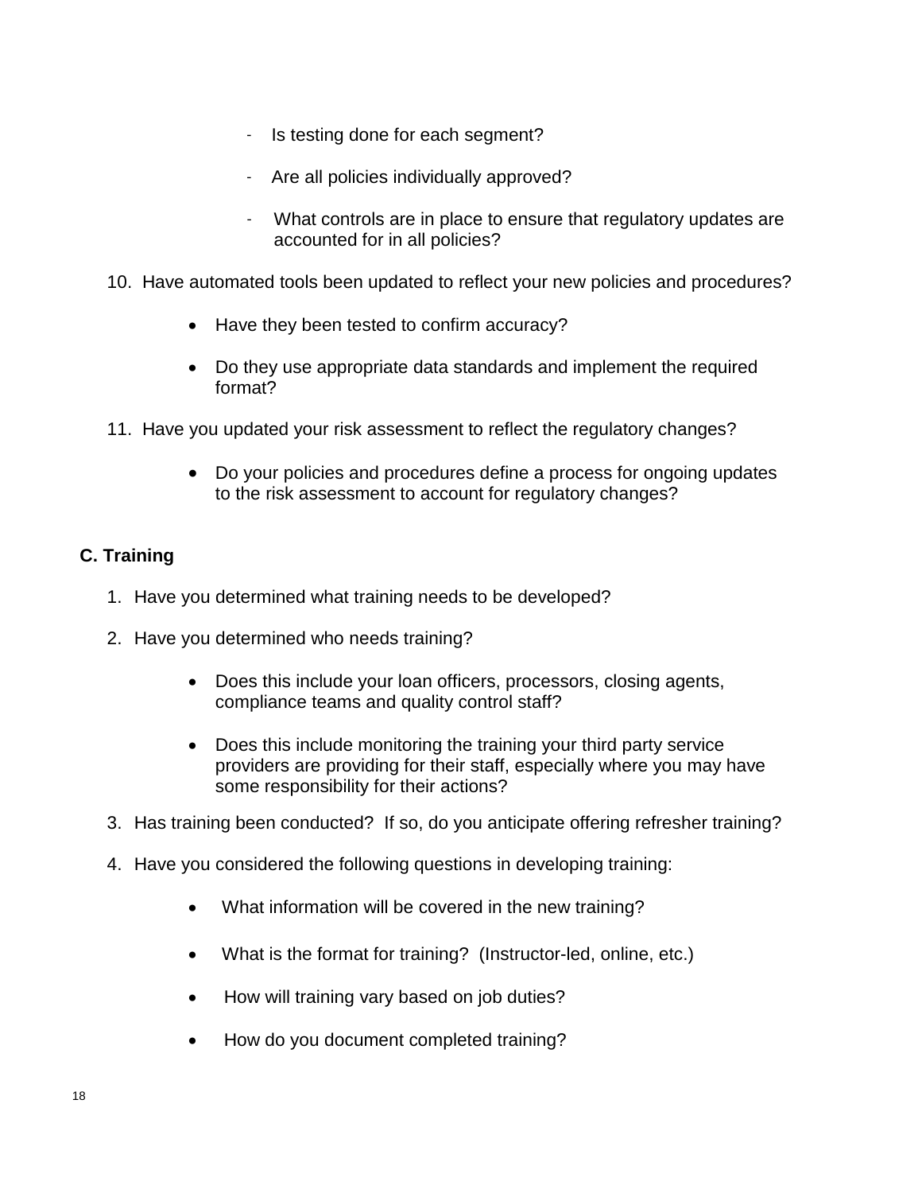- Is testing done for each segment?
- Are all policies individually approved?
- What controls are in place to ensure that regulatory updates are accounted for in all policies?

10. Have automated tools been updated to reflect your new policies and procedures?
    - Have they been tested to confirm accuracy?
    - Do they use appropriate data standards and implement the required format?
11. Have you updated your risk assessment to reflect the regulatory changes?
    - Do your policies and procedures define a process for ongoing updates to the risk assessment to account for regulatory changes?

## C. Training

1. Have you determined what training needs to be developed?
2. Have you determined who needs training?
   - Does this include your loan officers, processors, closing agents, compliance teams and quality control staff?
   - Does this include monitoring the training your third party service providers are providing for their staff, especially where you may have some responsibility for their actions?
3. Has training been conducted? If so, do you anticipate offering refresher training?
4. Have you considered the following questions in developing training:
   - What information will be covered in the new training?
   - What is the format for training? (Instructor-led, online, etc.)
   - How will training vary based on job duties?
   - How do you document completed training?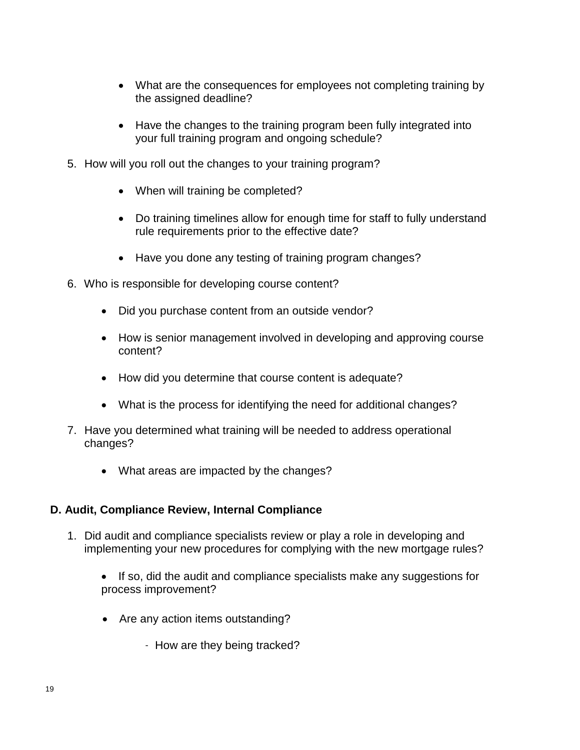- What are the consequences for employees not completing training by the assigned deadline?

- Have the changes to the training program been fully integrated into your full training program and ongoing schedule?

5. How will you roll out the changes to your training program?

    - When will training be completed?

    - Do training timelines allow for enough time for staff to fully understand rule requirements prior to the effective date?

    - Have you done any testing of training program changes?

6. Who is responsible for developing course content?

    - Did you purchase content from an outside vendor?

    - How is senior management involved in developing and approving course content?

    - How did you determine that course content is adequate?

    - What is the process for identifying the need for additional changes?

7. Have you determined what training will be needed to address operational changes?

    - What areas are impacted by the changes?

### D. Audit, Compliance Review, Internal Compliance

1. Did audit and compliance specialists review or play a role in developing and implementing your new procedures for complying with the new mortgage rules?

    - If so, did the audit and compliance specialists make any suggestions for process improvement?

    - Are any action items outstanding?

        - How are they being tracked?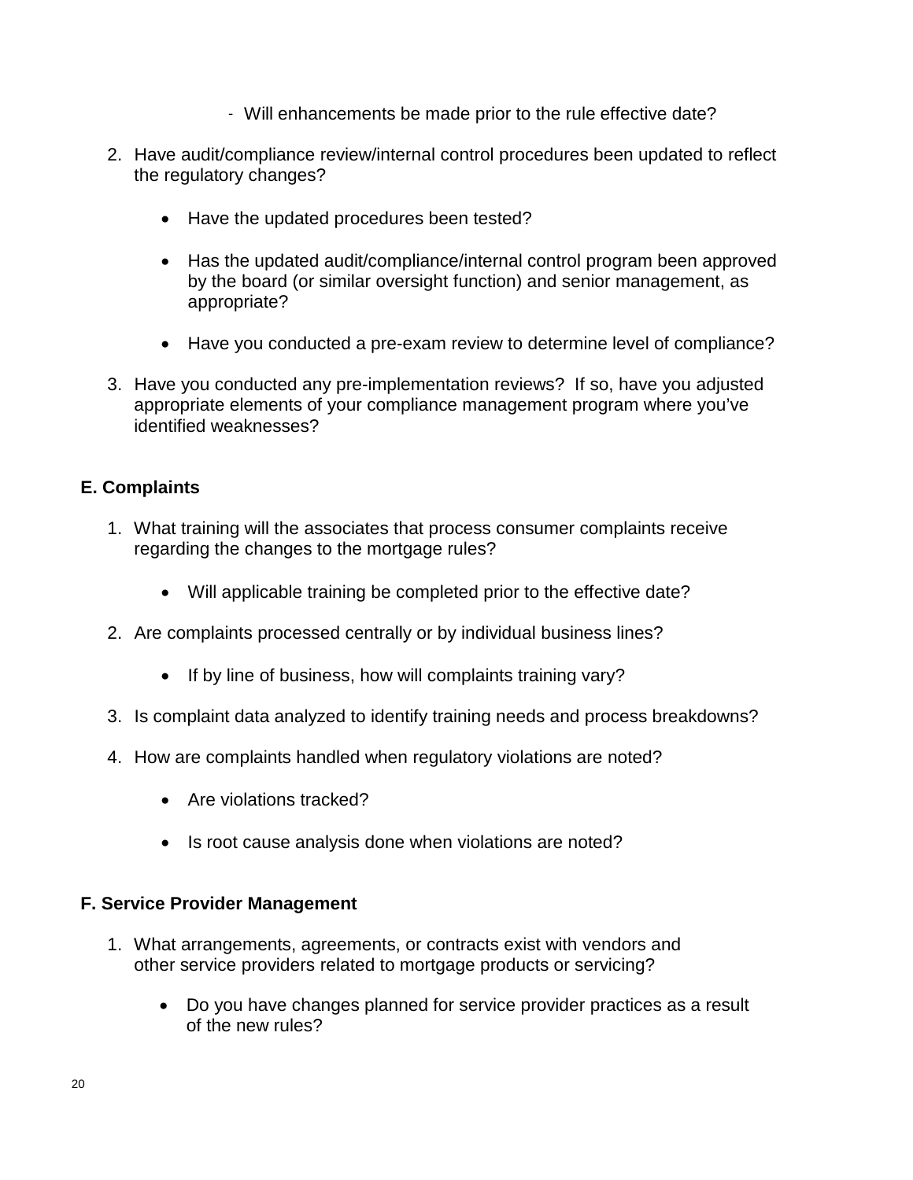- Will enhancements be made prior to the rule effective date?

2. Have audit/compliance review/internal control procedures been updated to reflect the regulatory changes?

    - Have the updated procedures been tested?

    - Has the updated audit/compliance/internal control program been approved by the board (or similar oversight function) and senior management, as appropriate?

    - Have you conducted a pre-exam review to determine level of compliance?

3. Have you conducted any pre-implementation reviews? If so, have you adjusted appropriate elements of your compliance management program where you've identified weaknesses?

## E. Complaints

1. What training will the associates that process consumer complaints receive regarding the changes to the mortgage rules?

    - Will applicable training be completed prior to the effective date?

2. Are complaints processed centrally or by individual business lines?

    - If by line of business, how will complaints training vary?

3. Is complaint data analyzed to identify training needs and process breakdowns?

4. How are complaints handled when regulatory violations are noted?

    - Are violations tracked?

    - Is root cause analysis done when violations are noted?

## F. Service Provider Management

1. What arrangements, agreements, or contracts exist with vendors and other service providers related to mortgage products or servicing?

    - Do you have changes planned for service provider practices as a result of the new rules?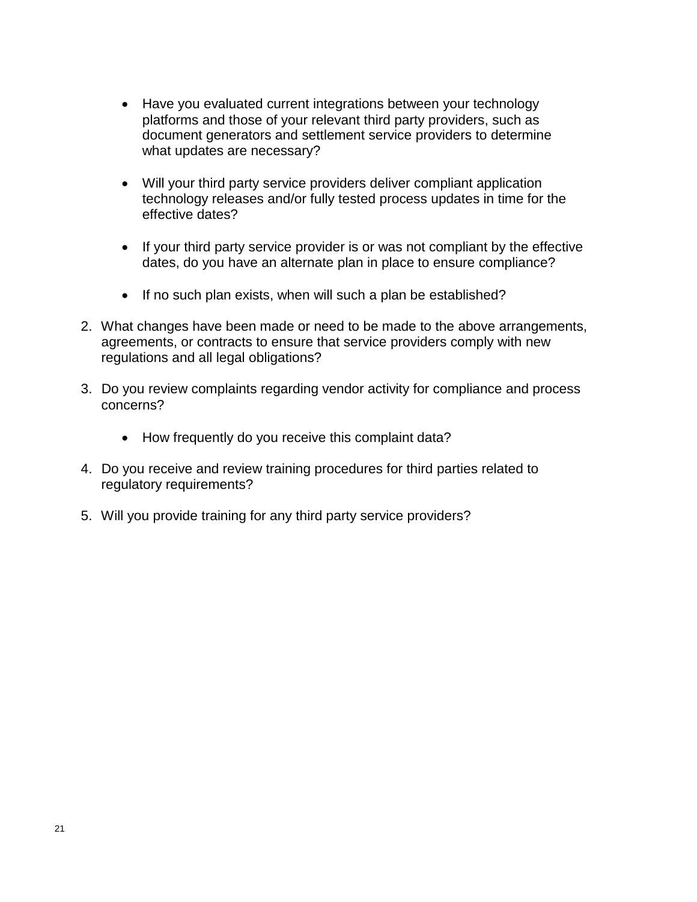- Have you evaluated current integrations between your technology platforms and those of your relevant third party providers, such as document generators and settlement service providers to determine what updates are necessary?

- Will your third party service providers deliver compliant application technology releases and/or fully tested process updates in time for the effective dates?

- If your third party service provider is or was not compliant by the effective dates, do you have an alternate plan in place to ensure compliance?

- If no such plan exists, when will such a plan be established?

2. What changes have been made or need to be made to the above arrangements, agreements, or contracts to ensure that service providers comply with new regulations and all legal obligations?

3. Do you review complaints regarding vendor activity for compliance and process concerns?

   - How frequently do you receive this complaint data?

4. Do you receive and review training procedures for third parties related to regulatory requirements?

5. Will you provide training for any third party service providers?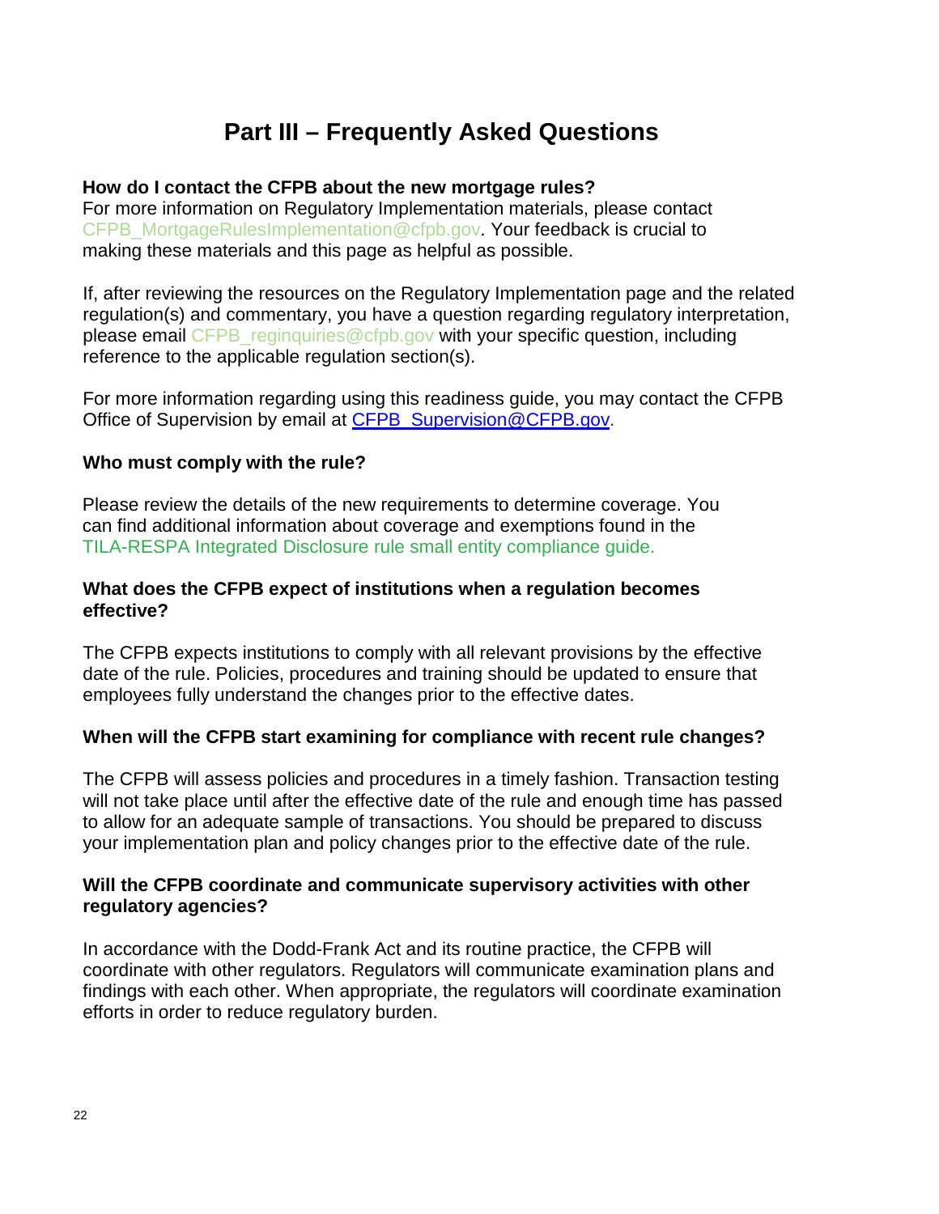# Part III – Frequently Asked Questions

**How do I contact the CFPB about the new mortgage rules?**
For more information on Regulatory Implementation materials, please contact CFPB_MortgageRulesImplementation@cfpb.gov. Your feedback is crucial to making these materials and this page as helpful as possible.

If, after reviewing the resources on the Regulatory Implementation page and the related regulation(s) and commentary, you have a question regarding regulatory interpretation, please email CFPB_reginquiries@cfpb.gov with your specific question, including reference to the applicable regulation section(s).

For more information regarding using this readiness guide, you may contact the CFPB Office of Supervision by email at CFPB_Supervision@CFPB.gov.

**Who must comply with the rule?**

Please review the details of the new requirements to determine coverage. You can find additional information about coverage and exemptions found in the TILA-RESPA Integrated Disclosure rule small entity compliance guide.

**What does the CFPB expect of institutions when a regulation becomes effective?**

The CFPB expects institutions to comply with all relevant provisions by the effective date of the rule. Policies, procedures and training should be updated to ensure that employees fully understand the changes prior to the effective dates.

**When will the CFPB start examining for compliance with recent rule changes?**

The CFPB will assess policies and procedures in a timely fashion. Transaction testing will not take place until after the effective date of the rule and enough time has passed to allow for an adequate sample of transactions. You should be prepared to discuss your implementation plan and policy changes prior to the effective date of the rule.

**Will the CFPB coordinate and communicate supervisory activities with other regulatory agencies?**

In accordance with the Dodd-Frank Act and its routine practice, the CFPB will coordinate with other regulators. Regulators will communicate examination plans and findings with each other. When appropriate, the regulators will coordinate examination efforts in order to reduce regulatory burden.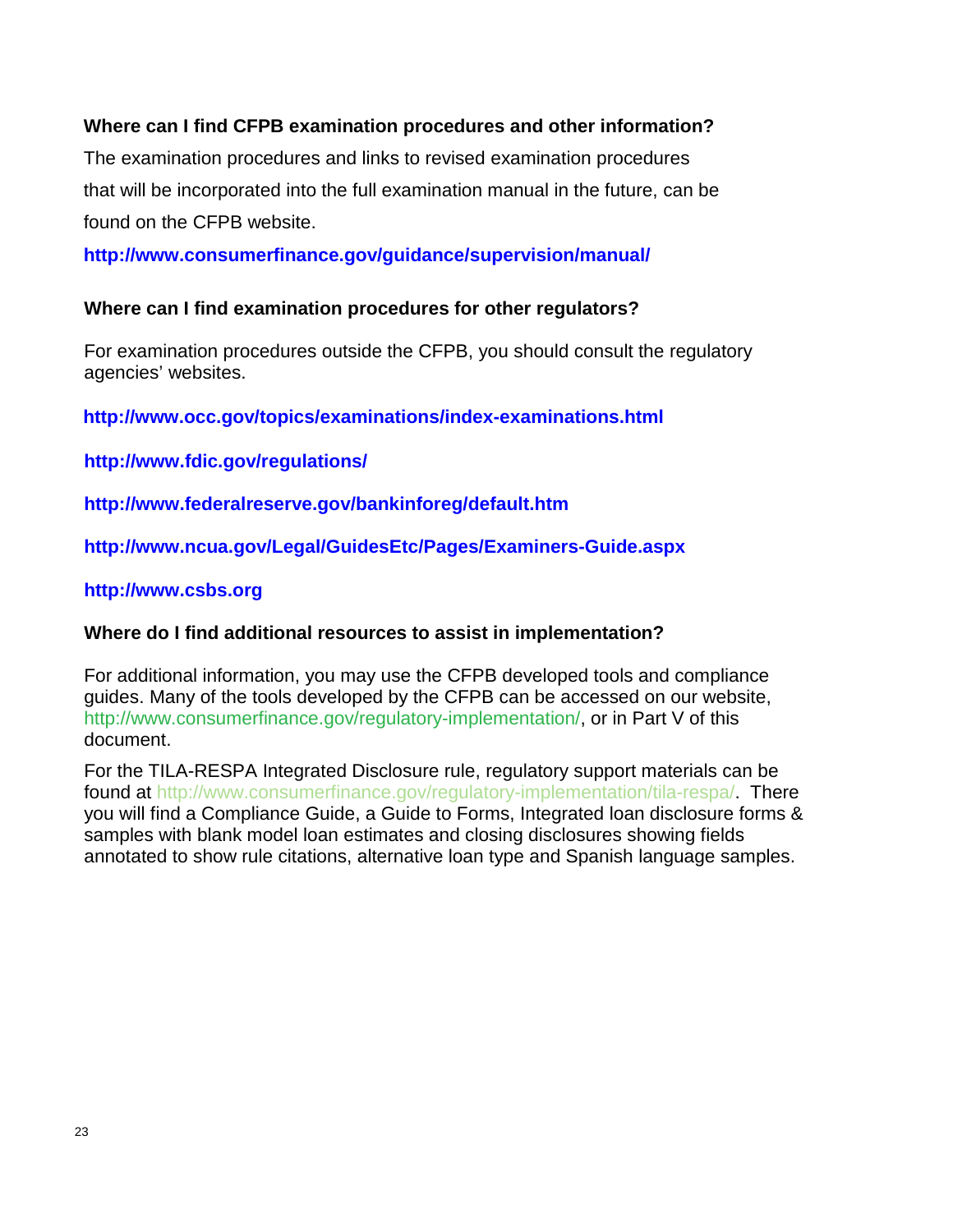**Where can I find CFPB examination procedures and other information?**

The examination procedures and links to revised examination procedures that will be incorporated into the full examination manual in the future, can be found on the CFPB website.

**http://www.consumerfinance.gov/guidance/supervision/manual/**

**Where can I find examination procedures for other regulators?**

For examination procedures outside the CFPB, you should consult the regulatory agencies' websites.

**http://www.occ.gov/topics/examinations/index-examinations.html**

**http://www.fdic.gov/regulations/**

**http://www.federalreserve.gov/bankinforeg/default.htm**

**http://www.ncua.gov/Legal/GuidesEtc/Pages/Examiners-Guide.aspx**

**http://www.csbs.org**

**Where do I find additional resources to assist in implementation?**

For additional information, you may use the CFPB developed tools and compliance guides. Many of the tools developed by the CFPB can be accessed on our website, http://www.consumerfinance.gov/regulatory-implementation/, or in Part V of this document.

For the TILA-RESPA Integrated Disclosure rule, regulatory support materials can be found at http://www.consumerfinance.gov/regulatory-implementation/tila-respa/. There you will find a Compliance Guide, a Guide to Forms, Integrated loan disclosure forms & samples with blank model loan estimates and closing disclosures showing fields annotated to show rule citations, alternative loan type and Spanish language samples.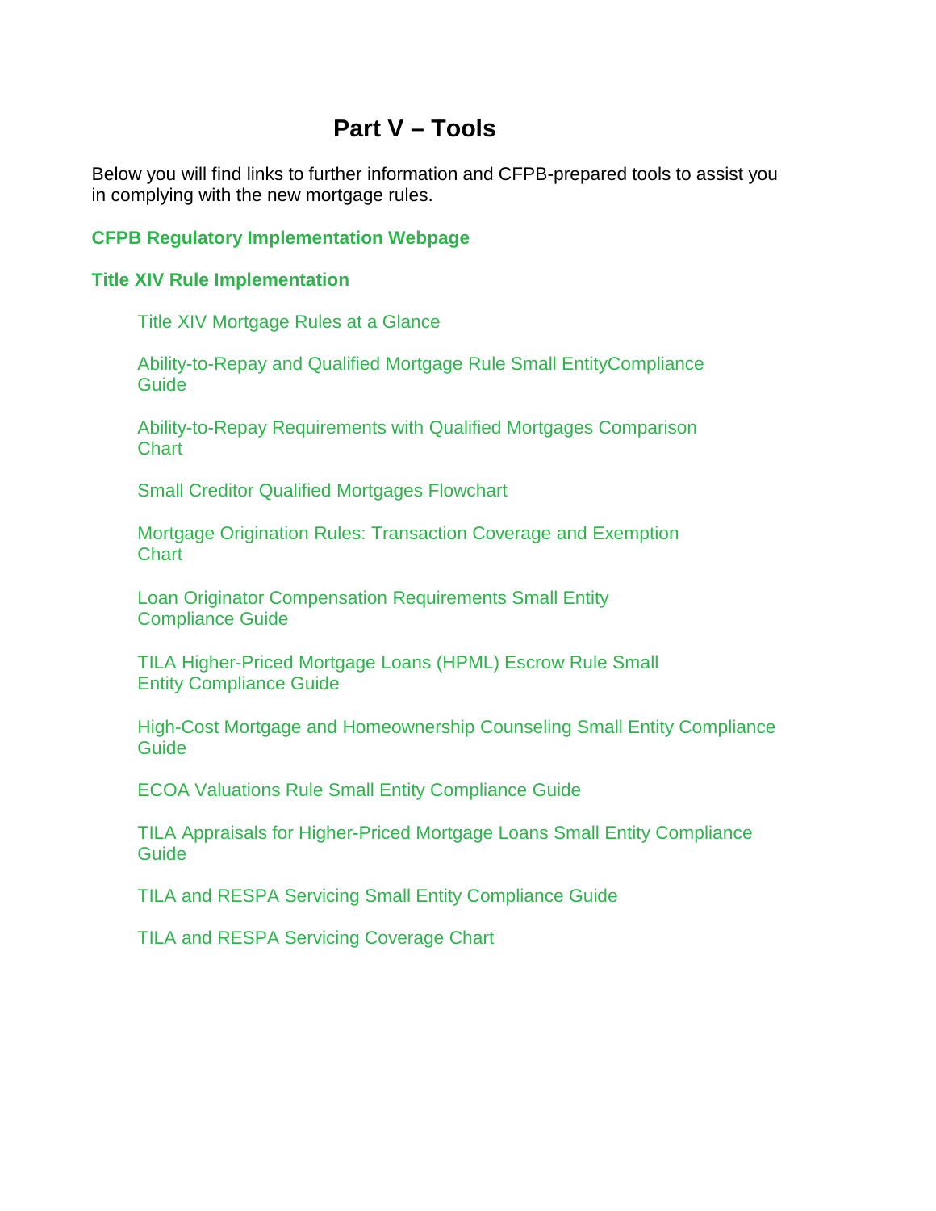# Part V – Tools

Below you will find links to further information and CFPB-prepared tools to assist you in complying with the new mortgage rules.

**CFPB Regulatory Implementation Webpage**

**Title XIV Rule Implementation**

- Title XIV Mortgage Rules at a Glance
- Ability-to-Repay and Qualified Mortgage Rule Small EntityCompliance Guide
- Ability-to-Repay Requirements with Qualified Mortgages Comparison Chart
- Small Creditor Qualified Mortgages Flowchart
- Mortgage Origination Rules: Transaction Coverage and Exemption Chart
- Loan Originator Compensation Requirements Small Entity Compliance Guide
- TILA Higher-Priced Mortgage Loans (HPML) Escrow Rule Small Entity Compliance Guide
- High-Cost Mortgage and Homeownership Counseling Small Entity Compliance Guide
- ECOA Valuations Rule Small Entity Compliance Guide
- TILA Appraisals for Higher-Priced Mortgage Loans Small Entity Compliance Guide
- TILA and RESPA Servicing Small Entity Compliance Guide
- TILA and RESPA Servicing Coverage Chart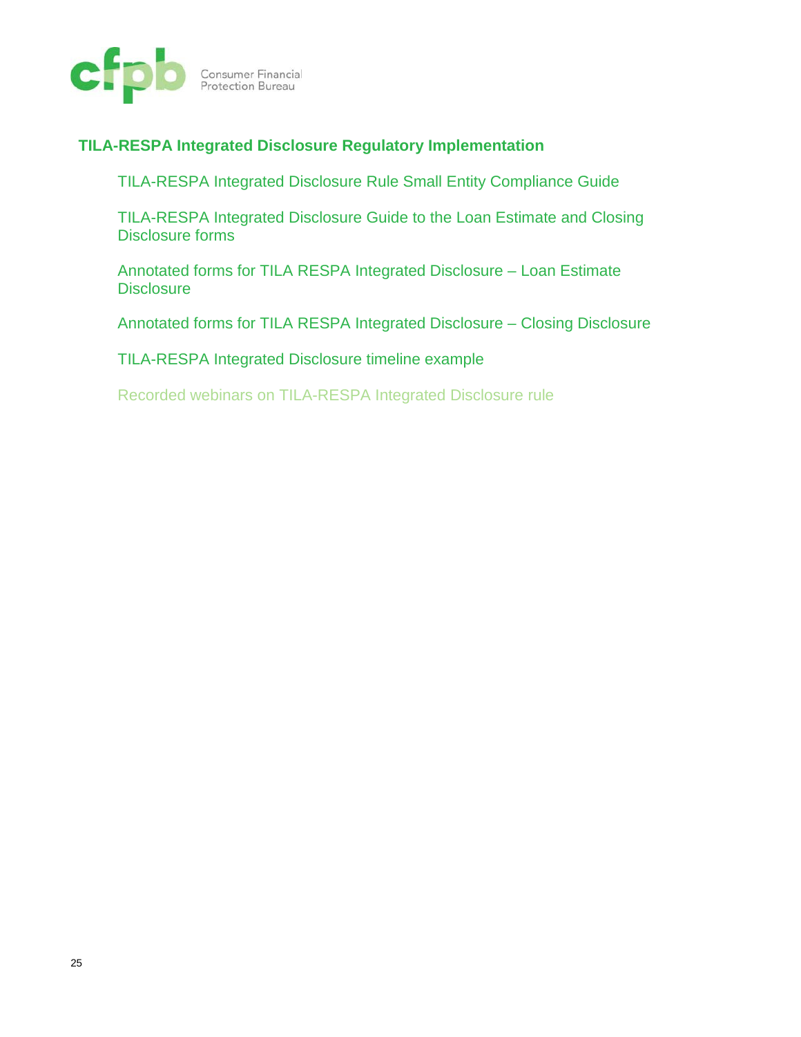Consumer Financial Protection Bureau

## TILA-RESPA Integrated Disclosure Regulatory Implementation

TILA-RESPA Integrated Disclosure Rule Small Entity Compliance Guide

TILA-RESPA Integrated Disclosure Guide to the Loan Estimate and Closing Disclosure forms

Annotated forms for TILA RESPA Integrated Disclosure – Loan Estimate Disclosure

Annotated forms for TILA RESPA Integrated Disclosure – Closing Disclosure

TILA-RESPA Integrated Disclosure timeline example

Recorded webinars on TILA-RESPA Integrated Disclosure rule